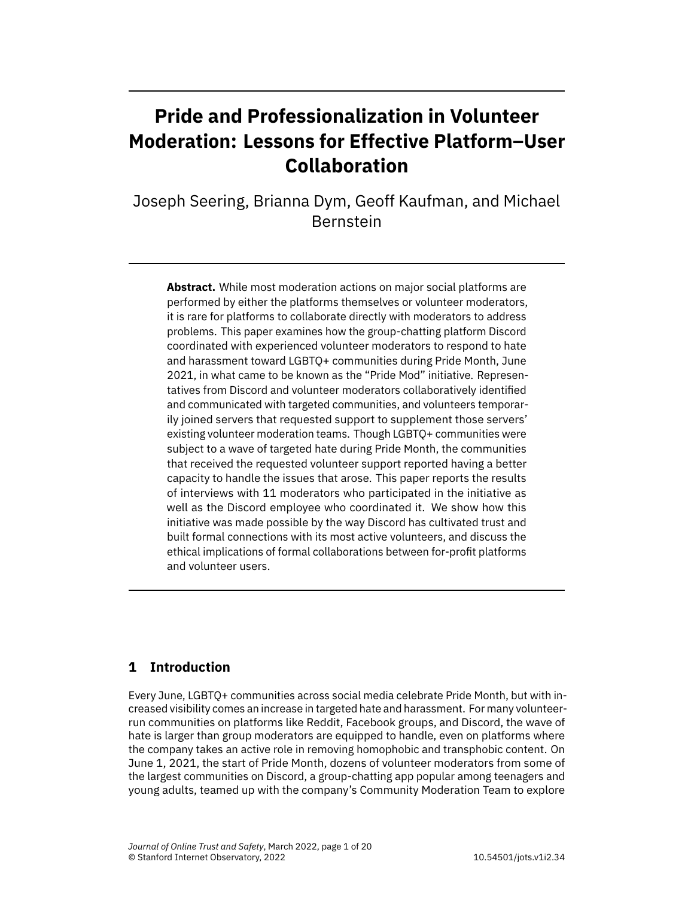# Pride and Professionalization in Volunteer Moderation: Lessons for Effective Platform–User Collaboration

Joseph Seering, Brianna Dym, Geoff Kaufman, and Michael Bernstein

**Abstract.** While most moderation actions on major social platforms are performed by either the platforms themselves or volunteer moderators, it is rare for platforms to collaborate directly with moderators to address problems. This paper examines how the group-chatting platform Discord coordinated with experienced volunteer moderators to respond to hate and harassment toward LGBTQ+ communities during Pride Month, June 2021, in what came to be known as the "Pride Mod" initiative. Representatives from Discord and volunteer moderators collaboratively identified and communicated with targeted communities, and volunteers temporarily joined servers that requested support to supplement those servers' existing volunteer moderation teams. Though LGBTQ+ communities were subject to a wave of targeted hate during Pride Month, the communities that received the requested volunteer support reported having a better capacity to handle the issues that arose. This paper reports the results of interviews with 11 moderators who participated in the initiative as well as the Discord employee who coordinated it. We show how this initiative was made possible by the way Discord has cultivated trust and built formal connections with its most active volunteers, and discuss the ethical implications of formal collaborations between for-profit platforms and volunteer users.

## 1 Introduction

Every June, LGBTQ+ communities across social media celebrate Pride Month, but with increased visibility comes an increase in targeted hate and harassment. For many volunteer-run communities on platforms like Reddit, Facebook groups, and Discord, the wave of hate is larger than group moderators are equipped to handle, even on platforms where the company takes an active role in removing homophobic and transphobic content. On June 1, 2021, the start of Pride Month, dozens of volunteer moderators from some of the largest communities on Discord, a group-chatting app popular among teenagers and young adults, teamed up with the company's Community Moderation Team to explore

*Journal of Online Trust and Safety*, March 2022
© Stanford Internet Observatory, 2022
10.54501/jots.v1i2.34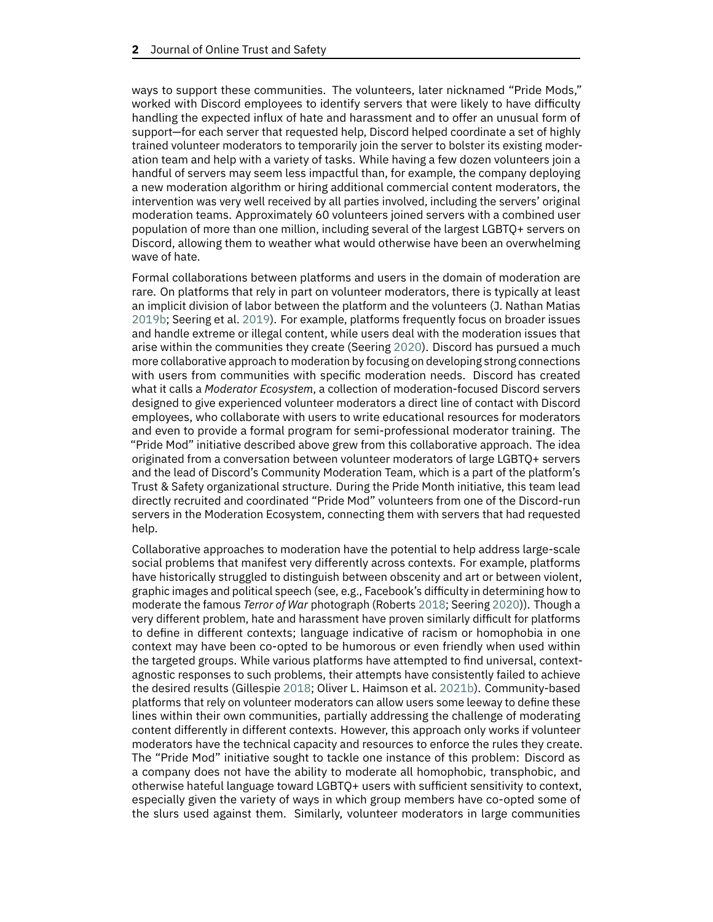ways to support these communities. The volunteers, later nicknamed "Pride Mods," worked with Discord employees to identify servers that were likely to have difficulty handling the expected influx of hate and harassment and to offer an unusual form of support—for each server that requested help, Discord helped coordinate a set of highly trained volunteer moderators to temporarily join the server to bolster its existing moderation team and help with a variety of tasks. While having a few dozen volunteers join a handful of servers may seem less impactful than, for example, the company deploying a new moderation algorithm or hiring additional commercial content moderators, the intervention was very well received by all parties involved, including the servers' original moderation teams. Approximately 60 volunteers joined servers with a combined user population of more than one million, including several of the largest LGBTQ+ servers on Discord, allowing them to weather what would otherwise have been an overwhelming wave of hate.

Formal collaborations between platforms and users in the domain of moderation are rare. On platforms that rely in part on volunteer moderators, there is typically at least an implicit division of labor between the platform and the volunteers (J. Nathan Matias 2019b; Seering et al. 2019). For example, platforms frequently focus on broader issues and handle extreme or illegal content, while users deal with the moderation issues that arise within the communities they create (Seering 2020). Discord has pursued a much more collaborative approach to moderation by focusing on developing strong connections with users from communities with specific moderation needs. Discord has created what it calls a *Moderator Ecosystem*, a collection of moderation-focused Discord servers designed to give experienced volunteer moderators a direct line of contact with Discord employees, who collaborate with users to write educational resources for moderators and even to provide a formal program for semi-professional moderator training. The "Pride Mod" initiative described above grew from this collaborative approach. The idea originated from a conversation between volunteer moderators of large LGBTQ+ servers and the lead of Discord's Community Moderation Team, which is a part of the platform's Trust & Safety organizational structure. During the Pride Month initiative, this team lead directly recruited and coordinated "Pride Mod" volunteers from one of the Discord-run servers in the Moderation Ecosystem, connecting them with servers that had requested help.

Collaborative approaches to moderation have the potential to help address large-scale social problems that manifest very differently across contexts. For example, platforms have historically struggled to distinguish between obscenity and art or between violent, graphic images and political speech (see, e.g., Facebook's difficulty in determining how to moderate the famous *Terror of War* photograph (Roberts 2018; Seering 2020)). Though a very different problem, hate and harassment have proven similarly difficult for platforms to define in different contexts; language indicative of racism or homophobia in one context may have been co-opted to be humorous or even friendly when used within the targeted groups. While various platforms have attempted to find universal, context-agnostic responses to such problems, their attempts have consistently failed to achieve the desired results (Gillespie 2018; Oliver L. Haimson et al. 2021b). Community-based platforms that rely on volunteer moderators can allow users some leeway to define these lines within their own communities, partially addressing the challenge of moderating content differently in different contexts. However, this approach only works if volunteer moderators have the technical capacity and resources to enforce the rules they create. The "Pride Mod" initiative sought to tackle one instance of this problem: Discord as a company does not have the ability to moderate all homophobic, transphobic, and otherwise hateful language toward LGBTQ+ users with sufficient sensitivity to context, especially given the variety of ways in which group members have co-opted some of the slurs used against them. Similarly, volunteer moderators in large communities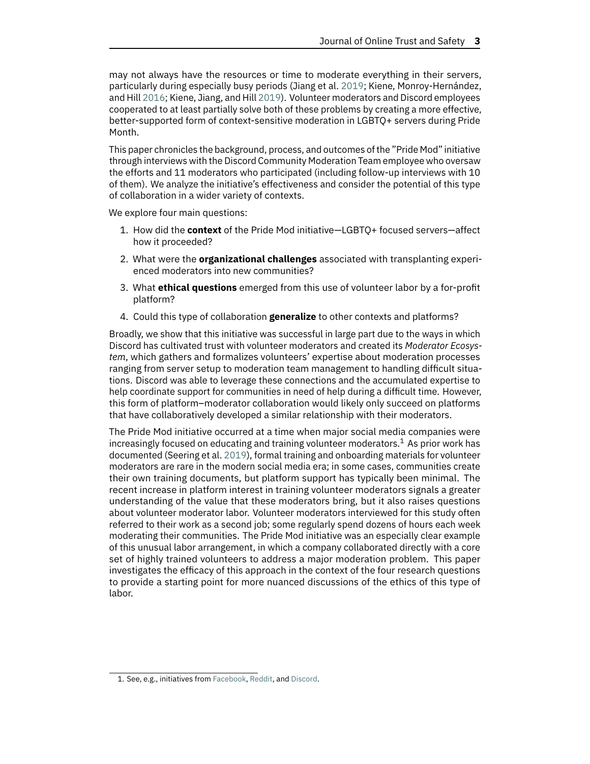may not always have the resources or time to moderate everything in their servers, particularly during especially busy periods (Jiang et al. 2019; Kiene, Monroy-Hernández, and Hill 2016; Kiene, Jiang, and Hill 2019). Volunteer moderators and Discord employees cooperated to at least partially solve both of these problems by creating a more effective, better-supported form of context-sensitive moderation in LGBTQ+ servers during Pride Month.

This paper chronicles the background, process, and outcomes of the "Pride Mod" initiative through interviews with the Discord Community Moderation Team employee who oversaw the efforts and 11 moderators who participated (including follow-up interviews with 10 of them). We analyze the initiative's effectiveness and consider the potential of this type of collaboration in a wider variety of contexts.

We explore four main questions:

1. How did the **context** of the Pride Mod initiative—LGBTQ+ focused servers—affect how it proceeded?
2. What were the **organizational challenges** associated with transplanting experienced moderators into new communities?
3. What **ethical questions** emerged from this use of volunteer labor by a for-profit platform?
4. Could this type of collaboration **generalize** to other contexts and platforms?

Broadly, we show that this initiative was successful in large part due to the ways in which Discord has cultivated trust with volunteer moderators and created its *Moderator Ecosystem*, which gathers and formalizes volunteers' expertise about moderation processes ranging from server setup to moderation team management to handling difficult situations. Discord was able to leverage these connections and the accumulated expertise to help coordinate support for communities in need of help during a difficult time. However, this form of platform–moderator collaboration would likely only succeed on platforms that have collaboratively developed a similar relationship with their moderators.

The Pride Mod initiative occurred at a time when major social media companies were increasingly focused on educating and training volunteer moderators.[1] As prior work has documented (Seering et al. 2019), formal training and onboarding materials for volunteer moderators are rare in the modern social media era; in some cases, communities create their own training documents, but platform support has typically been minimal. The recent increase in platform interest in training volunteer moderators signals a greater understanding of the value that these moderators bring, but it also raises questions about volunteer moderator labor. Volunteer moderators interviewed for this study often referred to their work as a second job; some regularly spend dozens of hours each week moderating their communities. The Pride Mod initiative was an especially clear example of this unusual labor arrangement, in which a company collaborated directly with a core set of highly trained volunteers to address a major moderation problem. This paper investigates the efficacy of this approach in the context of the four research questions to provide a starting point for more nuanced discussions of the ethics of this type of labor.

1. See, e.g., initiatives from Facebook, Reddit, and Discord.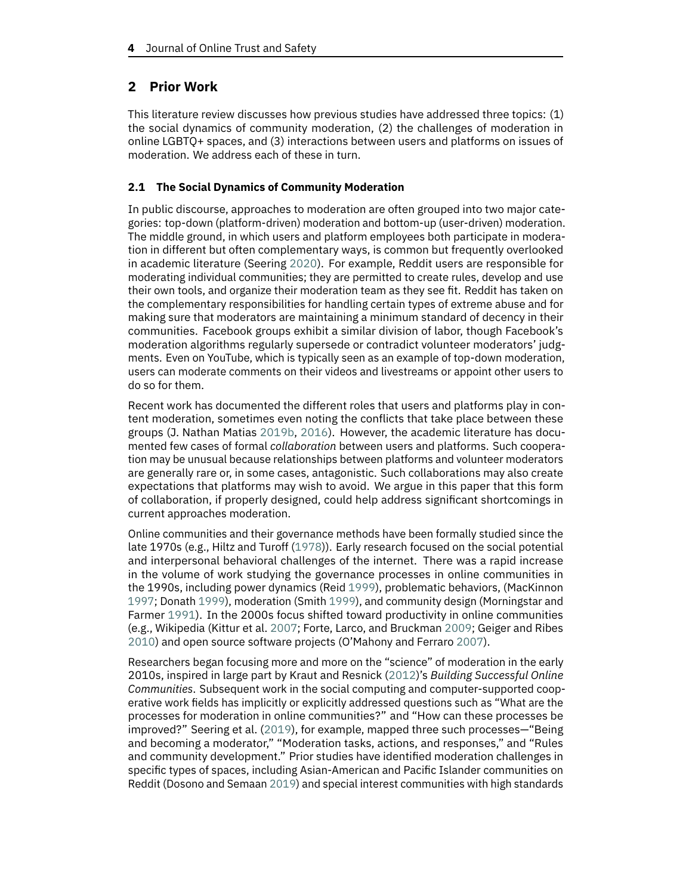## 2 Prior Work

This literature review discusses how previous studies have addressed three topics: (1) the social dynamics of community moderation, (2) the challenges of moderation in online LGBTQ+ spaces, and (3) interactions between users and platforms on issues of moderation. We address each of these in turn.

### 2.1 The Social Dynamics of Community Moderation

In public discourse, approaches to moderation are often grouped into two major categories: top-down (platform-driven) moderation and bottom-up (user-driven) moderation. The middle ground, in which users and platform employees both participate in moderation in different but often complementary ways, is common but frequently overlooked in academic literature (Seering 2020). For example, Reddit users are responsible for moderating individual communities; they are permitted to create rules, develop and use their own tools, and organize their moderation team as they see fit. Reddit has taken on the complementary responsibilities for handling certain types of extreme abuse and for making sure that moderators are maintaining a minimum standard of decency in their communities. Facebook groups exhibit a similar division of labor, though Facebook's moderation algorithms regularly supersede or contradict volunteer moderators' judgments. Even on YouTube, which is typically seen as an example of top-down moderation, users can moderate comments on their videos and livestreams or appoint other users to do so for them.

Recent work has documented the different roles that users and platforms play in content moderation, sometimes even noting the conflicts that take place between these groups (J. Nathan Matias 2019b, 2016). However, the academic literature has documented few cases of formal *collaboration* between users and platforms. Such cooperation may be unusual because relationships between platforms and volunteer moderators are generally rare or, in some cases, antagonistic. Such collaborations may also create expectations that platforms may wish to avoid. We argue in this paper that this form of collaboration, if properly designed, could help address significant shortcomings in current approaches moderation.

Online communities and their governance methods have been formally studied since the late 1970s (e.g., Hiltz and Turoff (1978)). Early research focused on the social potential and interpersonal behavioral challenges of the internet. There was a rapid increase in the volume of work studying the governance processes in online communities in the 1990s, including power dynamics (Reid 1999), problematic behaviors, (MacKinnon 1997; Donath 1999), moderation (Smith 1999), and community design (Morningstar and Farmer 1991). In the 2000s focus shifted toward productivity in online communities (e.g., Wikipedia (Kittur et al. 2007; Forte, Larco, and Bruckman 2009; Geiger and Ribes 2010) and open source software projects (O'Mahony and Ferraro 2007).

Researchers began focusing more and more on the "science" of moderation in the early 2010s, inspired in large part by Kraut and Resnick (2012)'s *Building Successful Online Communities*. Subsequent work in the social computing and computer-supported cooperative work fields has implicitly or explicitly addressed questions such as "What are the processes for moderation in online communities?" and "How can these processes be improved?" Seering et al. (2019), for example, mapped three such processes—"Being and becoming a moderator," "Moderation tasks, actions, and responses," and "Rules and community development." Prior studies have identified moderation challenges in specific types of spaces, including Asian-American and Pacific Islander communities on Reddit (Dosono and Semaan 2019) and special interest communities with high standards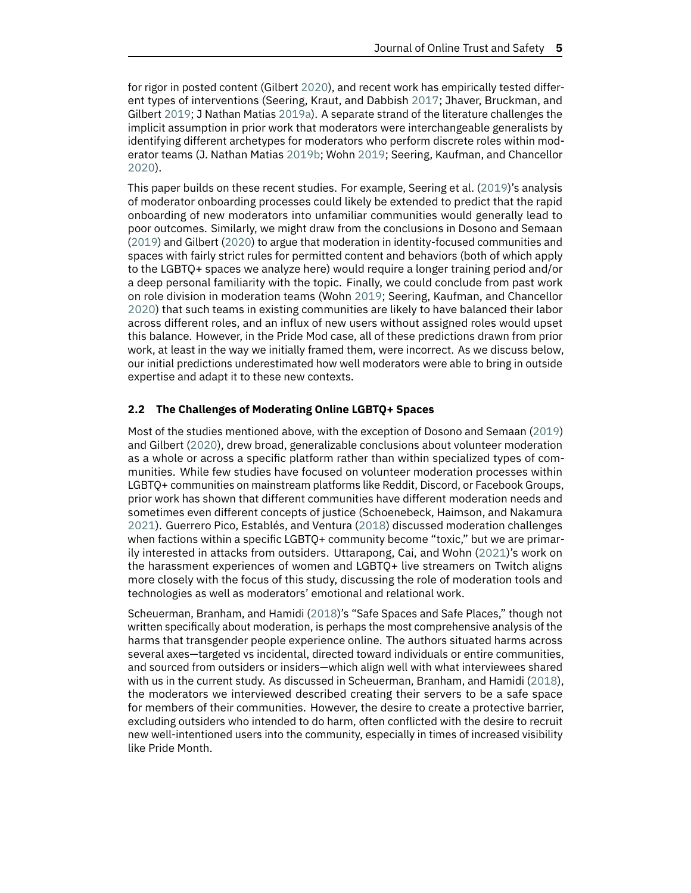for rigor in posted content (Gilbert 2020), and recent work has empirically tested different types of interventions (Seering, Kraut, and Dabbish 2017; Jhaver, Bruckman, and Gilbert 2019; J Nathan Matias 2019a). A separate strand of the literature challenges the implicit assumption in prior work that moderators were interchangeable generalists by identifying different archetypes for moderators who perform discrete roles within moderator teams (J. Nathan Matias 2019b; Wohn 2019; Seering, Kaufman, and Chancellor 2020).

This paper builds on these recent studies. For example, Seering et al. (2019)'s analysis of moderator onboarding processes could likely be extended to predict that the rapid onboarding of new moderators into unfamiliar communities would generally lead to poor outcomes. Similarly, we might draw from the conclusions in Dosono and Semaan (2019) and Gilbert (2020) to argue that moderation in identity-focused communities and spaces with fairly strict rules for permitted content and behaviors (both of which apply to the LGBTQ+ spaces we analyze here) would require a longer training period and/or a deep personal familiarity with the topic. Finally, we could conclude from past work on role division in moderation teams (Wohn 2019; Seering, Kaufman, and Chancellor 2020) that such teams in existing communities are likely to have balanced their labor across different roles, and an influx of new users without assigned roles would upset this balance. However, in the Pride Mod case, all of these predictions drawn from prior work, at least in the way we initially framed them, were incorrect. As we discuss below, our initial predictions underestimated how well moderators were able to bring in outside expertise and adapt it to these new contexts.

### 2.2 The Challenges of Moderating Online LGBTQ+ Spaces

Most of the studies mentioned above, with the exception of Dosono and Semaan (2019) and Gilbert (2020), drew broad, generalizable conclusions about volunteer moderation as a whole or across a specific platform rather than within specialized types of communities. While few studies have focused on volunteer moderation processes within LGBTQ+ communities on mainstream platforms like Reddit, Discord, or Facebook Groups, prior work has shown that different communities have different moderation needs and sometimes even different concepts of justice (Schoenebeck, Haimson, and Nakamura 2021). Guerrero Pico, Establés, and Ventura (2018) discussed moderation challenges when factions within a specific LGBTQ+ community become "toxic," but we are primarily interested in attacks from outsiders. Uttarapong, Cai, and Wohn (2021)'s work on the harassment experiences of women and LGBTQ+ live streamers on Twitch aligns more closely with the focus of this study, discussing the role of moderation tools and technologies as well as moderators' emotional and relational work.

Scheuerman, Branham, and Hamidi (2018)'s "Safe Spaces and Safe Places," though not written specifically about moderation, is perhaps the most comprehensive analysis of the harms that transgender people experience online. The authors situated harms across several axes—targeted vs incidental, directed toward individuals or entire communities, and sourced from outsiders or insiders—which align well with what interviewees shared with us in the current study. As discussed in Scheuerman, Branham, and Hamidi (2018), the moderators we interviewed described creating their servers to be a safe space for members of their communities. However, the desire to create a protective barrier, excluding outsiders who intended to do harm, often conflicted with the desire to recruit new well-intentioned users into the community, especially in times of increased visibility like Pride Month.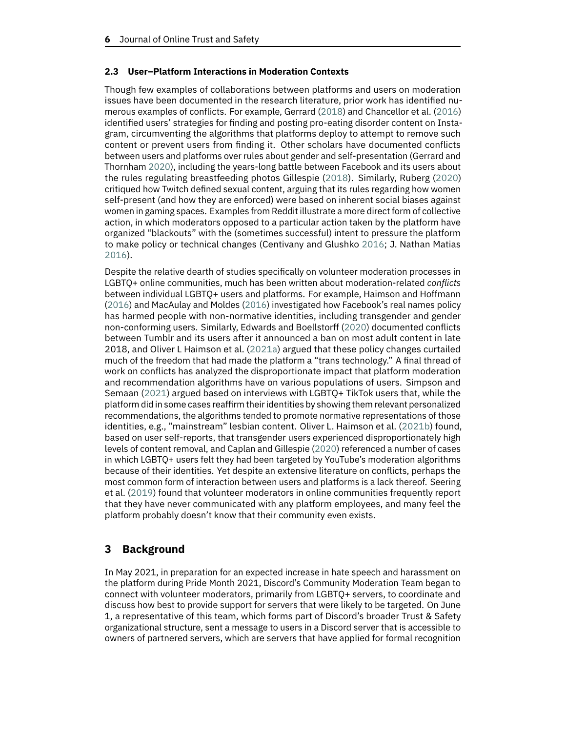### 2.3 User–Platform Interactions in Moderation Contexts

Though few examples of collaborations between platforms and users on moderation issues have been documented in the research literature, prior work has identified numerous examples of conflicts. For example, Gerrard (2018) and Chancellor et al. (2016) identified users' strategies for finding and posting pro-eating disorder content on Instagram, circumventing the algorithms that platforms deploy to attempt to remove such content or prevent users from finding it. Other scholars have documented conflicts between users and platforms over rules about gender and self-presentation (Gerrard and Thornham 2020), including the years-long battle between Facebook and its users about the rules regulating breastfeeding photos Gillespie (2018). Similarly, Ruberg (2020) critiqued how Twitch defined sexual content, arguing that its rules regarding how women self-present (and how they are enforced) were based on inherent social biases against women in gaming spaces. Examples from Reddit illustrate a more direct form of collective action, in which moderators opposed to a particular action taken by the platform have organized "blackouts" with the (sometimes successful) intent to pressure the platform to make policy or technical changes (Centivany and Glushko 2016; J. Nathan Matias 2016).

Despite the relative dearth of studies specifically on volunteer moderation processes in LGBTQ+ online communities, much has been written about moderation-related *conflicts* between individual LGBTQ+ users and platforms. For example, Haimson and Hoffmann (2016) and MacAulay and Moldes (2016) investigated how Facebook's real names policy has harmed people with non-normative identities, including transgender and gender non-conforming users. Similarly, Edwards and Boellstorff (2020) documented conflicts between Tumblr and its users after it announced a ban on most adult content in late 2018, and Oliver L Haimson et al. (2021a) argued that these policy changes curtailed much of the freedom that had made the platform a "trans technology." A final thread of work on conflicts has analyzed the disproportionate impact that platform moderation and recommendation algorithms have on various populations of users. Simpson and Semaan (2021) argued based on interviews with LGBTQ+ TikTok users that, while the platform did in some cases reaffirm their identities by showing them relevant personalized recommendations, the algorithms tended to promote normative representations of those identities, e.g., "mainstream" lesbian content. Oliver L. Haimson et al. (2021b) found, based on user self-reports, that transgender users experienced disproportionately high levels of content removal, and Caplan and Gillespie (2020) referenced a number of cases in which LGBTQ+ users felt they had been targeted by YouTube's moderation algorithms because of their identities. Yet despite an extensive literature on conflicts, perhaps the most common form of interaction between users and platforms is a lack thereof. Seering et al. (2019) found that volunteer moderators in online communities frequently report that they have never communicated with any platform employees, and many feel the platform probably doesn't know that their community even exists.

## 3 Background

In May 2021, in preparation for an expected increase in hate speech and harassment on the platform during Pride Month 2021, Discord's Community Moderation Team began to connect with volunteer moderators, primarily from LGBTQ+ servers, to coordinate and discuss how best to provide support for servers that were likely to be targeted. On June 1, a representative of this team, which forms part of Discord's broader Trust & Safety organizational structure, sent a message to users in a Discord server that is accessible to owners of partnered servers, which are servers that have applied for formal recognition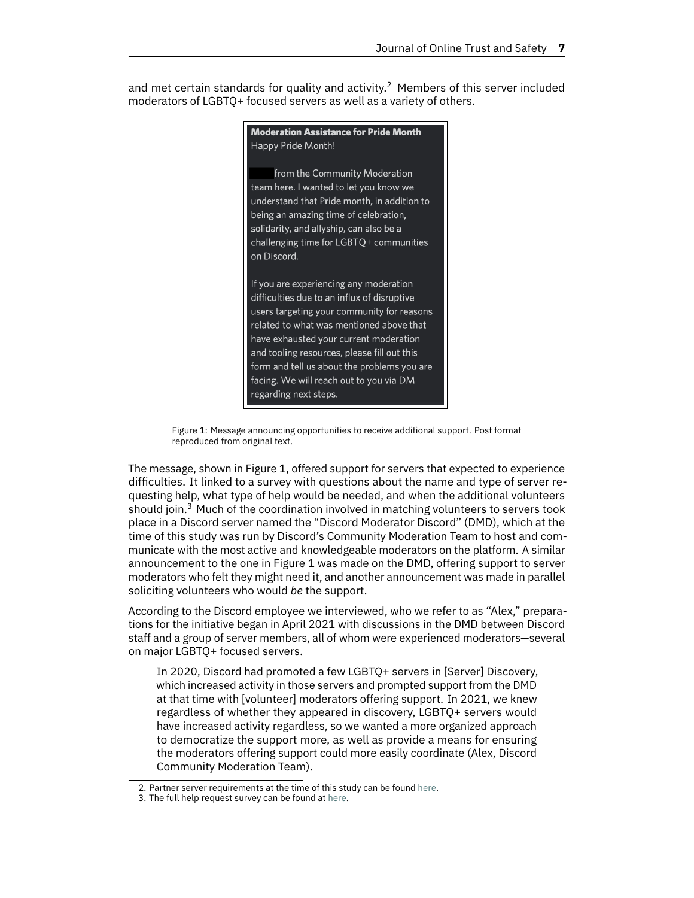and met certain standards for quality and activity.[2] Members of this server included moderators of LGBTQ+ focused servers as well as a variety of others.

**Moderation Assistance for Pride Month**
Happy Pride Month!

███ from the Community Moderation team here. I wanted to let you know we understand that Pride month, in addition to being an amazing time of celebration, solidarity, and allyship, can also be a challenging time for LGBTQ+ communities on Discord.

If you are experiencing any moderation difficulties due to an influx of disruptive users targeting your community for reasons related to what was mentioned above that have exhausted your current moderation and tooling resources, please fill out this form and tell us about the problems you are facing. We will reach out to you via DM regarding next steps.

Figure 1: Message announcing opportunities to receive additional support. Post format reproduced from original text.

The message, shown in Figure 1, offered support for servers that expected to experience difficulties. It linked to a survey with questions about the name and type of server requesting help, what type of help would be needed, and when the additional volunteers should join.[3] Much of the coordination involved in matching volunteers to servers took place in a Discord server named the "Discord Moderator Discord" (DMD), which at the time of this study was run by Discord's Community Moderation Team to host and communicate with the most active and knowledgeable moderators on the platform. A similar announcement to the one in Figure 1 was made on the DMD, offering support to server moderators who felt they might need it, and another announcement was made in parallel soliciting volunteers who would *be* the support.

According to the Discord employee we interviewed, who we refer to as "Alex," preparations for the initiative began in April 2021 with discussions in the DMD between Discord staff and a group of server members, all of whom were experienced moderators—several on major LGBTQ+ focused servers.

> In 2020, Discord had promoted a few LGBTQ+ servers in [Server] Discovery, which increased activity in those servers and prompted support from the DMD at that time with [volunteer] moderators offering support. In 2021, we knew regardless of whether they appeared in discovery, LGBTQ+ servers would have increased activity regardless, so we wanted a more organized approach to democratize the support more, as well as provide a means for ensuring the moderators offering support could more easily coordinate (Alex, Discord Community Moderation Team).

2. Partner server requirements at the time of this study can be found here.
3. The full help request survey can be found at here.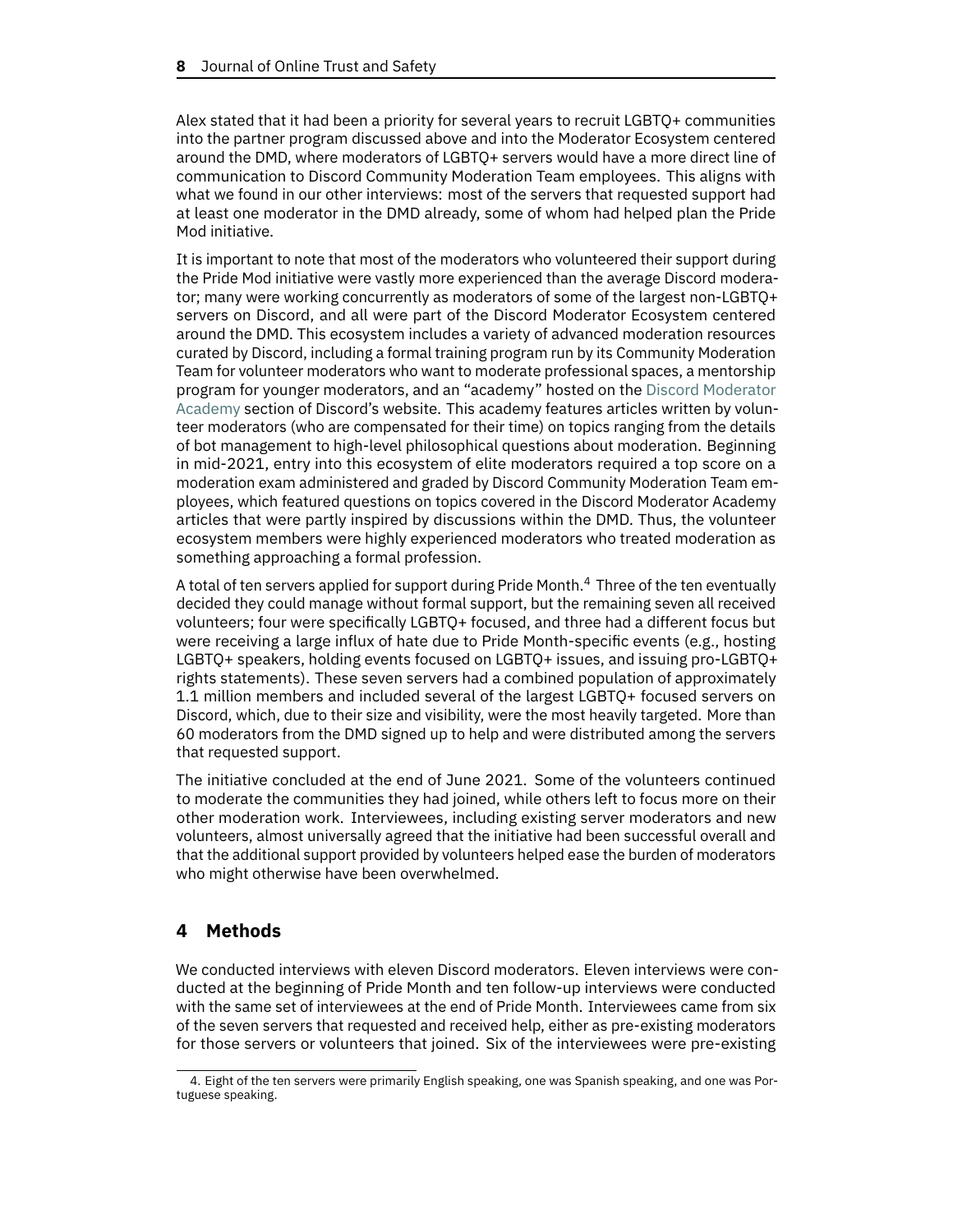Alex stated that it had been a priority for several years to recruit LGBTQ+ communities into the partner program discussed above and into the Moderator Ecosystem centered around the DMD, where moderators of LGBTQ+ servers would have a more direct line of communication to Discord Community Moderation Team employees. This aligns with what we found in our other interviews: most of the servers that requested support had at least one moderator in the DMD already, some of whom had helped plan the Pride Mod initiative.

It is important to note that most of the moderators who volunteered their support during the Pride Mod initiative were vastly more experienced than the average Discord moderator; many were working concurrently as moderators of some of the largest non-LGBTQ+ servers on Discord, and all were part of the Discord Moderator Ecosystem centered around the DMD. This ecosystem includes a variety of advanced moderation resources curated by Discord, including a formal training program run by its Community Moderation Team for volunteer moderators who want to moderate professional spaces, a mentorship program for younger moderators, and an "academy" hosted on the Discord Moderator Academy section of Discord's website. This academy features articles written by volunteer moderators (who are compensated for their time) on topics ranging from the details of bot management to high-level philosophical questions about moderation. Beginning in mid-2021, entry into this ecosystem of elite moderators required a top score on a moderation exam administered and graded by Discord Community Moderation Team employees, which featured questions on topics covered in the Discord Moderator Academy articles that were partly inspired by discussions within the DMD. Thus, the volunteer ecosystem members were highly experienced moderators who treated moderation as something approaching a formal profession.

A total of ten servers applied for support during Pride Month.[4] Three of the ten eventually decided they could manage without formal support, but the remaining seven all received volunteers; four were specifically LGBTQ+ focused, and three had a different focus but were receiving a large influx of hate due to Pride Month-specific events (e.g., hosting LGBTQ+ speakers, holding events focused on LGBTQ+ issues, and issuing pro-LGBTQ+ rights statements). These seven servers had a combined population of approximately 1.1 million members and included several of the largest LGBTQ+ focused servers on Discord, which, due to their size and visibility, were the most heavily targeted. More than 60 moderators from the DMD signed up to help and were distributed among the servers that requested support.

The initiative concluded at the end of June 2021. Some of the volunteers continued to moderate the communities they had joined, while others left to focus more on their other moderation work. Interviewees, including existing server moderators and new volunteers, almost universally agreed that the initiative had been successful overall and that the additional support provided by volunteers helped ease the burden of moderators who might otherwise have been overwhelmed.

## 4 Methods

We conducted interviews with eleven Discord moderators. Eleven interviews were conducted at the beginning of Pride Month and ten follow-up interviews were conducted with the same set of interviewees at the end of Pride Month. Interviewees came from six of the seven servers that requested and received help, either as pre-existing moderators for those servers or volunteers that joined. Six of the interviewees were pre-existing

4. Eight of the ten servers were primarily English speaking, one was Spanish speaking, and one was Portuguese speaking.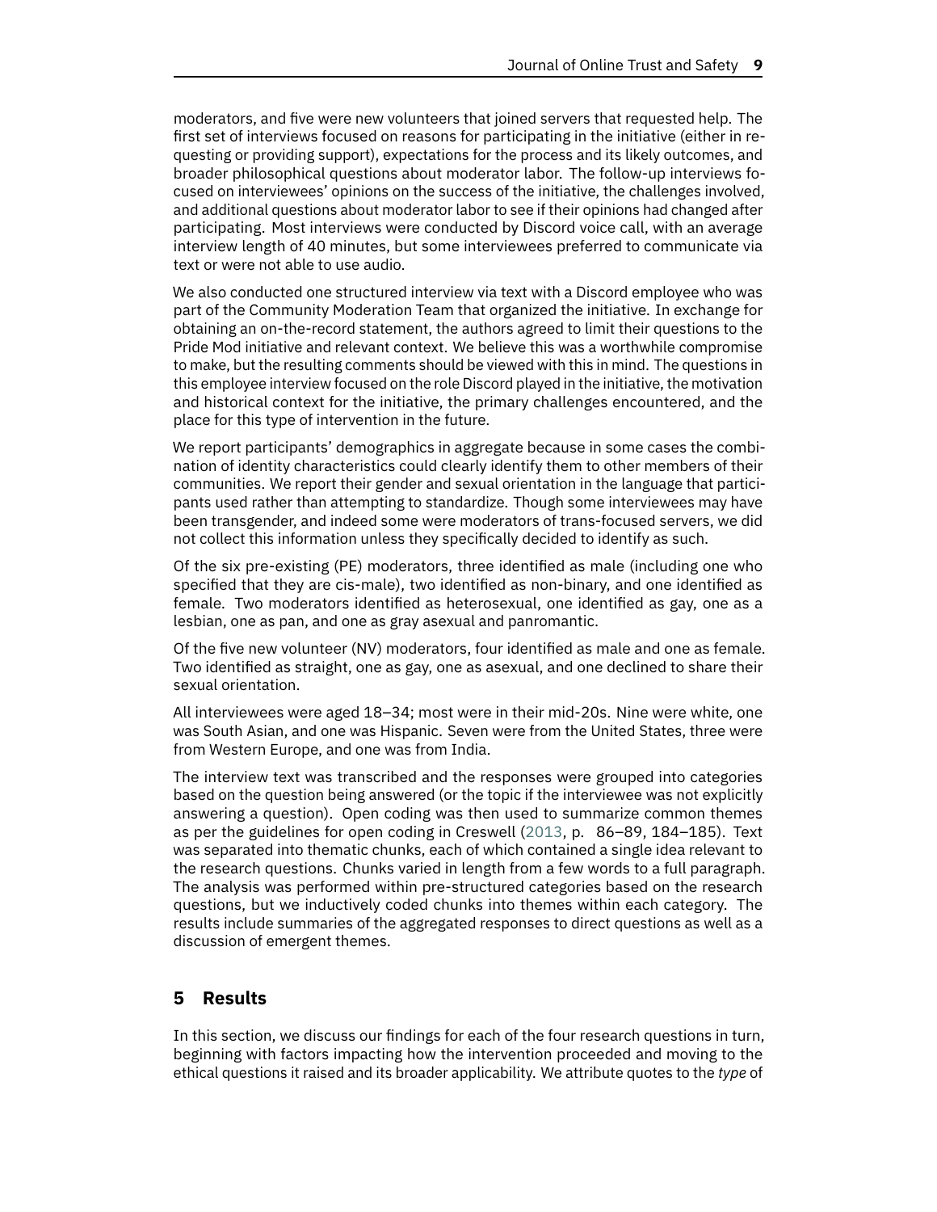moderators, and five were new volunteers that joined servers that requested help. The first set of interviews focused on reasons for participating in the initiative (either in requesting or providing support), expectations for the process and its likely outcomes, and broader philosophical questions about moderator labor. The follow-up interviews focused on interviewees' opinions on the success of the initiative, the challenges involved, and additional questions about moderator labor to see if their opinions had changed after participating. Most interviews were conducted by Discord voice call, with an average interview length of 40 minutes, but some interviewees preferred to communicate via text or were not able to use audio.

We also conducted one structured interview via text with a Discord employee who was part of the Community Moderation Team that organized the initiative. In exchange for obtaining an on-the-record statement, the authors agreed to limit their questions to the Pride Mod initiative and relevant context. We believe this was a worthwhile compromise to make, but the resulting comments should be viewed with this in mind. The questions in this employee interview focused on the role Discord played in the initiative, the motivation and historical context for the initiative, the primary challenges encountered, and the place for this type of intervention in the future.

We report participants' demographics in aggregate because in some cases the combination of identity characteristics could clearly identify them to other members of their communities. We report their gender and sexual orientation in the language that participants used rather than attempting to standardize. Though some interviewees may have been transgender, and indeed some were moderators of trans-focused servers, we did not collect this information unless they specifically decided to identify as such.

Of the six pre-existing (PE) moderators, three identified as male (including one who specified that they are cis-male), two identified as non-binary, and one identified as female. Two moderators identified as heterosexual, one identified as gay, one as a lesbian, one as pan, and one as gray asexual and panromantic.

Of the five new volunteer (NV) moderators, four identified as male and one as female. Two identified as straight, one as gay, one as asexual, and one declined to share their sexual orientation.

All interviewees were aged 18–34; most were in their mid-20s. Nine were white, one was South Asian, and one was Hispanic. Seven were from the United States, three were from Western Europe, and one was from India.

The interview text was transcribed and the responses were grouped into categories based on the question being answered (or the topic if the interviewee was not explicitly answering a question). Open coding was then used to summarize common themes as per the guidelines for open coding in Creswell (2013, p. 86–89, 184–185). Text was separated into thematic chunks, each of which contained a single idea relevant to the research questions. Chunks varied in length from a few words to a full paragraph. The analysis was performed within pre-structured categories based on the research questions, but we inductively coded chunks into themes within each category. The results include summaries of the aggregated responses to direct questions as well as a discussion of emergent themes.

## 5 Results

In this section, we discuss our findings for each of the four research questions in turn, beginning with factors impacting how the intervention proceeded and moving to the ethical questions it raised and its broader applicability. We attribute quotes to the *type* of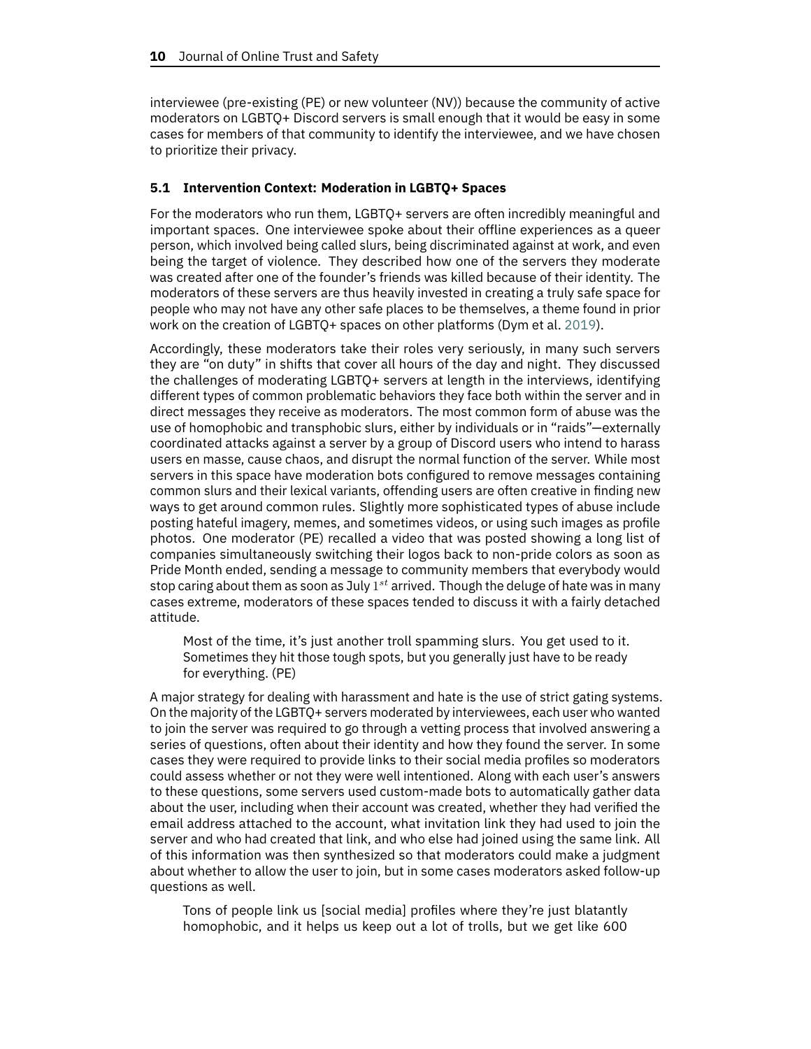interviewee (pre-existing (PE) or new volunteer (NV)) because the community of active moderators on LGBTQ+ Discord servers is small enough that it would be easy in some cases for members of that community to identify the interviewee, and we have chosen to prioritize their privacy.

### 5.1 Intervention Context: Moderation in LGBTQ+ Spaces

For the moderators who run them, LGBTQ+ servers are often incredibly meaningful and important spaces. One interviewee spoke about their offline experiences as a queer person, which involved being called slurs, being discriminated against at work, and even being the target of violence. They described how one of the servers they moderate was created after one of the founder's friends was killed because of their identity. The moderators of these servers are thus heavily invested in creating a truly safe space for people who may not have any other safe places to be themselves, a theme found in prior work on the creation of LGBTQ+ spaces on other platforms (Dym et al. 2019).

Accordingly, these moderators take their roles very seriously, in many such servers they are "on duty" in shifts that cover all hours of the day and night. They discussed the challenges of moderating LGBTQ+ servers at length in the interviews, identifying different types of common problematic behaviors they face both within the server and in direct messages they receive as moderators. The most common form of abuse was the use of homophobic and transphobic slurs, either by individuals or in "raids"—externally coordinated attacks against a server by a group of Discord users who intend to harass users en masse, cause chaos, and disrupt the normal function of the server. While most servers in this space have moderation bots configured to remove messages containing common slurs and their lexical variants, offending users are often creative in finding new ways to get around common rules. Slightly more sophisticated types of abuse include posting hateful imagery, memes, and sometimes videos, or using such images as profile photos. One moderator (PE) recalled a video that was posted showing a long list of companies simultaneously switching their logos back to non-pride colors as soon as Pride Month ended, sending a message to community members that everybody would stop caring about them as soon as July $1^{st}$ arrived. Though the deluge of hate was in many cases extreme, moderators of these spaces tended to discuss it with a fairly detached attitude.

> Most of the time, it's just another troll spamming slurs. You get used to it. Sometimes they hit those tough spots, but you generally just have to be ready for everything. (PE)

A major strategy for dealing with harassment and hate is the use of strict gating systems. On the majority of the LGBTQ+ servers moderated by interviewees, each user who wanted to join the server was required to go through a vetting process that involved answering a series of questions, often about their identity and how they found the server. In some cases they were required to provide links to their social media profiles so moderators could assess whether or not they were well intentioned. Along with each user's answers to these questions, some servers used custom-made bots to automatically gather data about the user, including when their account was created, whether they had verified the email address attached to the account, what invitation link they had used to join the server and who had created that link, and who else had joined using the same link. All of this information was then synthesized so that moderators could make a judgment about whether to allow the user to join, but in some cases moderators asked follow-up questions as well.

> Tons of people link us [social media] profiles where they're just blatantly homophobic, and it helps us keep out a lot of trolls, but we get like 600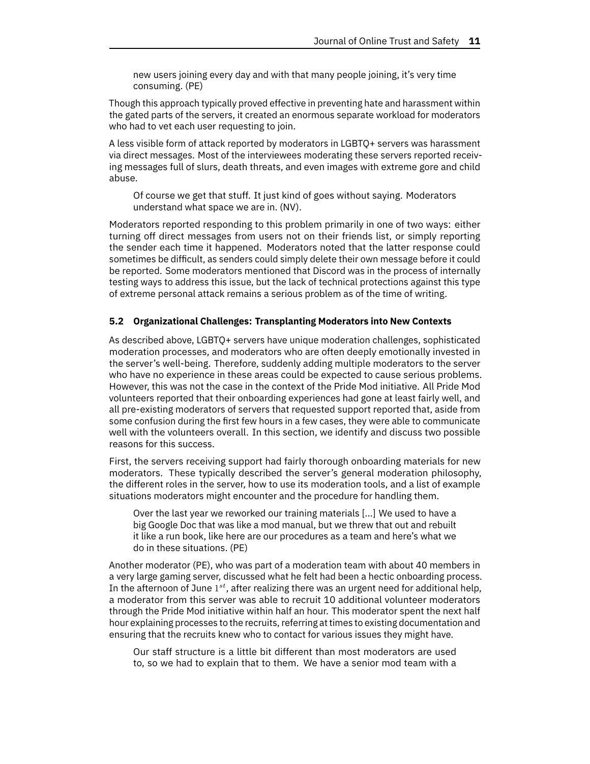> new users joining every day and with that many people joining, it's very time consuming. (PE)

Though this approach typically proved effective in preventing hate and harassment within the gated parts of the servers, it created an enormous separate workload for moderators who had to vet each user requesting to join.

A less visible form of attack reported by moderators in LGBTQ+ servers was harassment via direct messages. Most of the interviewees moderating these servers reported receiving messages full of slurs, death threats, and even images with extreme gore and child abuse.

> Of course we get that stuff. It just kind of goes without saying. Moderators understand what space we are in. (NV).

Moderators reported responding to this problem primarily in one of two ways: either turning off direct messages from users not on their friends list, or simply reporting the sender each time it happened. Moderators noted that the latter response could sometimes be difficult, as senders could simply delete their own message before it could be reported. Some moderators mentioned that Discord was in the process of internally testing ways to address this issue, but the lack of technical protections against this type of extreme personal attack remains a serious problem as of the time of writing.

### 5.2 Organizational Challenges: Transplanting Moderators into New Contexts

As described above, LGBTQ+ servers have unique moderation challenges, sophisticated moderation processes, and moderators who are often deeply emotionally invested in the server's well-being. Therefore, suddenly adding multiple moderators to the server who have no experience in these areas could be expected to cause serious problems. However, this was not the case in the context of the Pride Mod initiative. All Pride Mod volunteers reported that their onboarding experiences had gone at least fairly well, and all pre-existing moderators of servers that requested support reported that, aside from some confusion during the first few hours in a few cases, they were able to communicate well with the volunteers overall. In this section, we identify and discuss two possible reasons for this success.

First, the servers receiving support had fairly thorough onboarding materials for new moderators. These typically described the server's general moderation philosophy, the different roles in the server, how to use its moderation tools, and a list of example situations moderators might encounter and the procedure for handling them.

> Over the last year we reworked our training materials [...] We used to have a big Google Doc that was like a mod manual, but we threw that out and rebuilt it like a run book, like here are our procedures as a team and here's what we do in these situations. (PE)

Another moderator (PE), who was part of a moderation team with about 40 members in a very large gaming server, discussed what he felt had been a hectic onboarding process. In the afternoon of June $1^{st}$, after realizing there was an urgent need for additional help, a moderator from this server was able to recruit 10 additional volunteer moderators through the Pride Mod initiative within half an hour. This moderator spent the next half hour explaining processes to the recruits, referring at times to existing documentation and ensuring that the recruits knew who to contact for various issues they might have.

> Our staff structure is a little bit different than most moderators are used to, so we had to explain that to them. We have a senior mod team with a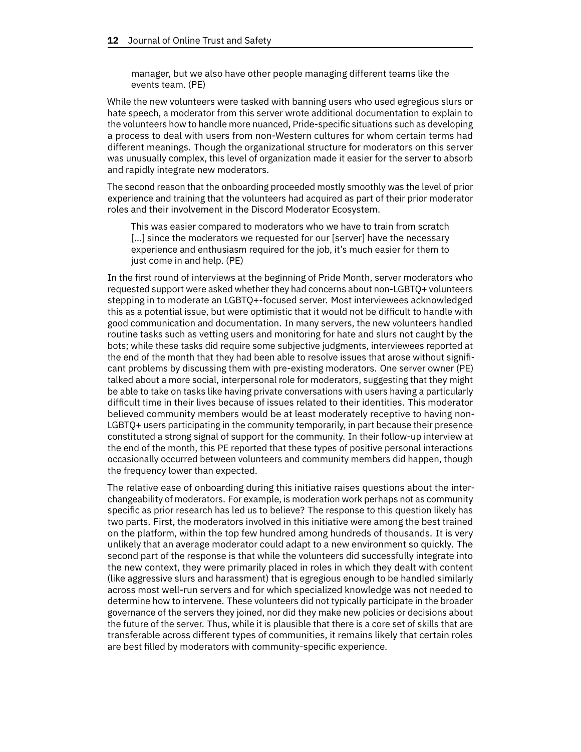> manager, but we also have other people managing different teams like the events team. (PE)

While the new volunteers were tasked with banning users who used egregious slurs or hate speech, a moderator from this server wrote additional documentation to explain to the volunteers how to handle more nuanced, Pride-specific situations such as developing a process to deal with users from non-Western cultures for whom certain terms had different meanings. Though the organizational structure for moderators on this server was unusually complex, this level of organization made it easier for the server to absorb and rapidly integrate new moderators.

The second reason that the onboarding proceeded mostly smoothly was the level of prior experience and training that the volunteers had acquired as part of their prior moderator roles and their involvement in the Discord Moderator Ecosystem.

> This was easier compared to moderators who we have to train from scratch [...] since the moderators we requested for our [server] have the necessary experience and enthusiasm required for the job, it's much easier for them to just come in and help. (PE)

In the first round of interviews at the beginning of Pride Month, server moderators who requested support were asked whether they had concerns about non-LGBTQ+ volunteers stepping in to moderate an LGBTQ+-focused server. Most interviewees acknowledged this as a potential issue, but were optimistic that it would not be difficult to handle with good communication and documentation. In many servers, the new volunteers handled routine tasks such as vetting users and monitoring for hate and slurs not caught by the bots; while these tasks did require some subjective judgments, interviewees reported at the end of the month that they had been able to resolve issues that arose without significant problems by discussing them with pre-existing moderators. One server owner (PE) talked about a more social, interpersonal role for moderators, suggesting that they might be able to take on tasks like having private conversations with users having a particularly difficult time in their lives because of issues related to their identities. This moderator believed community members would be at least moderately receptive to having non-LGBTQ+ users participating in the community temporarily, in part because their presence constituted a strong signal of support for the community. In their follow-up interview at the end of the month, this PE reported that these types of positive personal interactions occasionally occurred between volunteers and community members did happen, though the frequency lower than expected.

The relative ease of onboarding during this initiative raises questions about the interchangeability of moderators. For example, is moderation work perhaps not as community specific as prior research has led us to believe? The response to this question likely has two parts. First, the moderators involved in this initiative were among the best trained on the platform, within the top few hundred among hundreds of thousands. It is very unlikely that an average moderator could adapt to a new environment so quickly. The second part of the response is that while the volunteers did successfully integrate into the new context, they were primarily placed in roles in which they dealt with content (like aggressive slurs and harassment) that is egregious enough to be handled similarly across most well-run servers and for which specialized knowledge was not needed to determine how to intervene. These volunteers did not typically participate in the broader governance of the servers they joined, nor did they make new policies or decisions about the future of the server. Thus, while it is plausible that there is a core set of skills that are transferable across different types of communities, it remains likely that certain roles are best filled by moderators with community-specific experience.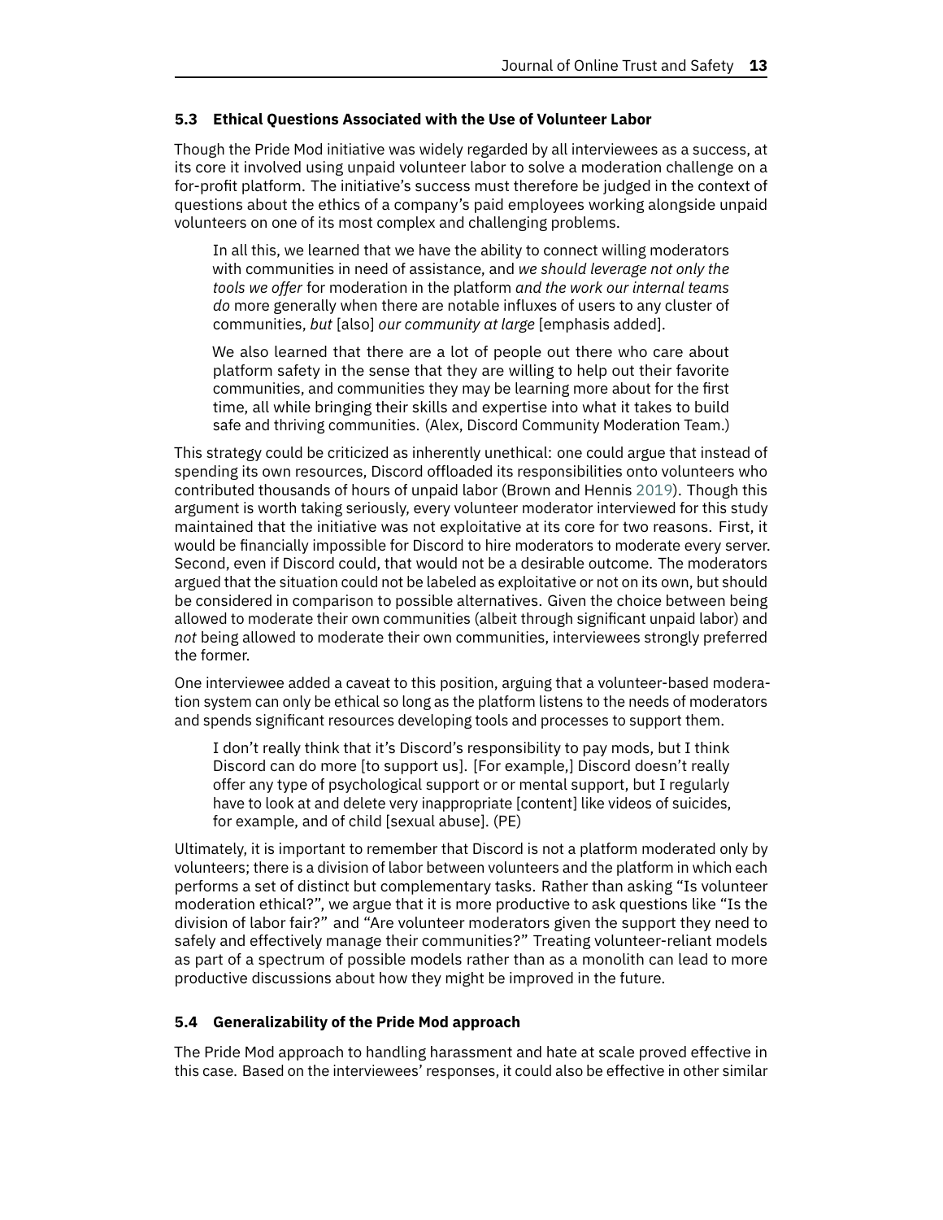### 5.3 Ethical Questions Associated with the Use of Volunteer Labor

Though the Pride Mod initiative was widely regarded by all interviewees as a success, at its core it involved using unpaid volunteer labor to solve a moderation challenge on a for-profit platform. The initiative's success must therefore be judged in the context of questions about the ethics of a company's paid employees working alongside unpaid volunteers on one of its most complex and challenging problems.

> In all this, we learned that we have the ability to connect willing moderators with communities in need of assistance, and *we should leverage not only the tools we offer* for moderation in the platform *and the work our internal teams do* more generally when there are notable influxes of users to any cluster of communities, *but* [also] *our community at large* [emphasis added].
>
> We also learned that there are a lot of people out there who care about platform safety in the sense that they are willing to help out their favorite communities, and communities they may be learning more about for the first time, all while bringing their skills and expertise into what it takes to build safe and thriving communities. (Alex, Discord Community Moderation Team.)

This strategy could be criticized as inherently unethical: one could argue that instead of spending its own resources, Discord offloaded its responsibilities onto volunteers who contributed thousands of hours of unpaid labor (Brown and Hennis 2019). Though this argument is worth taking seriously, every volunteer moderator interviewed for this study maintained that the initiative was not exploitative at its core for two reasons. First, it would be financially impossible for Discord to hire moderators to moderate every server. Second, even if Discord could, that would not be a desirable outcome. The moderators argued that the situation could not be labeled as exploitative or not on its own, but should be considered in comparison to possible alternatives. Given the choice between being allowed to moderate their own communities (albeit through significant unpaid labor) and *not* being allowed to moderate their own communities, interviewees strongly preferred the former.

One interviewee added a caveat to this position, arguing that a volunteer-based moderation system can only be ethical so long as the platform listens to the needs of moderators and spends significant resources developing tools and processes to support them.

> I don't really think that it's Discord's responsibility to pay mods, but I think Discord can do more [to support us]. [For example,] Discord doesn't really offer any type of psychological support or or mental support, but I regularly have to look at and delete very inappropriate [content] like videos of suicides, for example, and of child [sexual abuse]. (PE)

Ultimately, it is important to remember that Discord is not a platform moderated only by volunteers; there is a division of labor between volunteers and the platform in which each performs a set of distinct but complementary tasks. Rather than asking "Is volunteer moderation ethical?", we argue that it is more productive to ask questions like "Is the division of labor fair?" and "Are volunteer moderators given the support they need to safely and effectively manage their communities?" Treating volunteer-reliant models as part of a spectrum of possible models rather than as a monolith can lead to more productive discussions about how they might be improved in the future.

### 5.4 Generalizability of the Pride Mod approach

The Pride Mod approach to handling harassment and hate at scale proved effective in this case. Based on the interviewees' responses, it could also be effective in other similar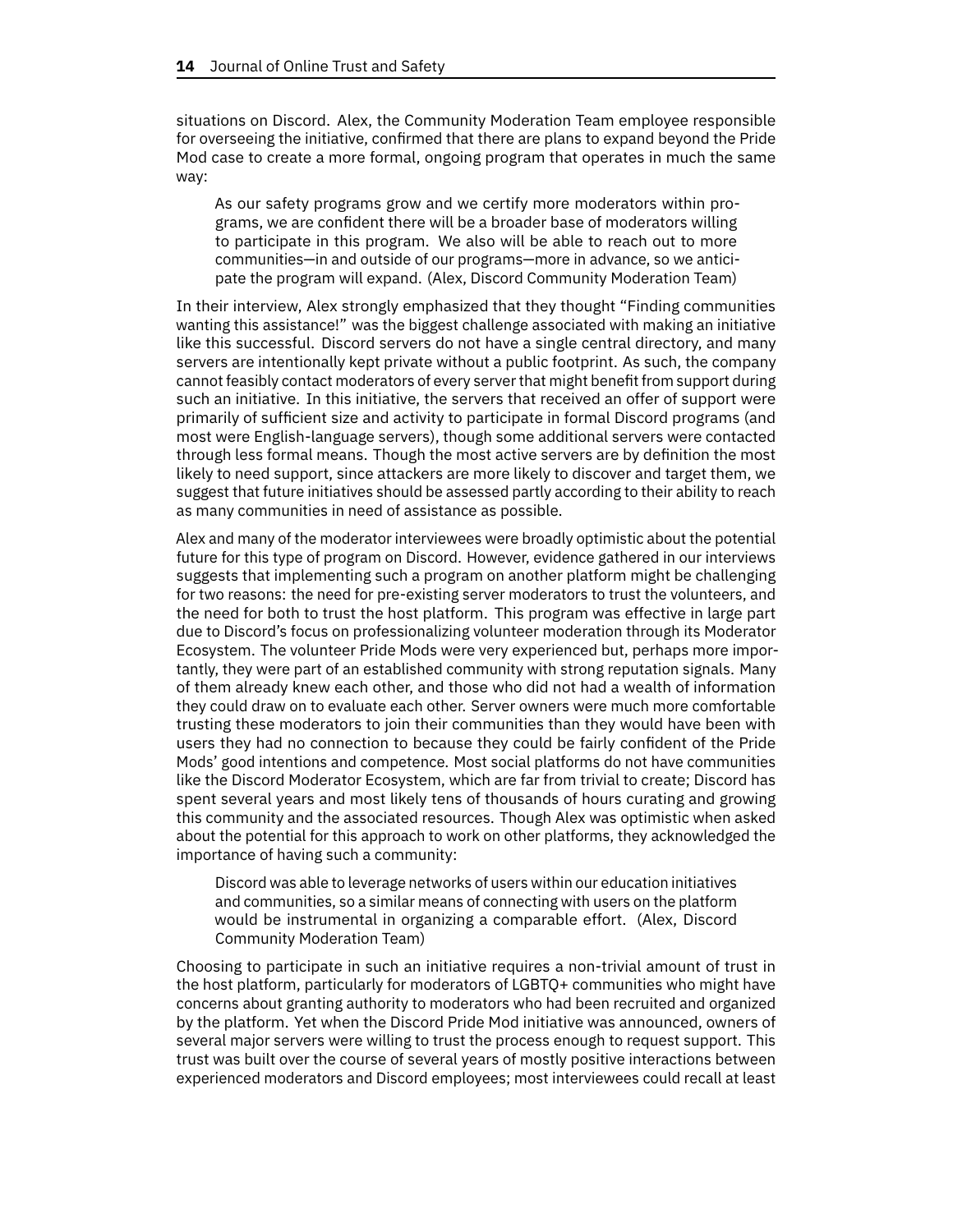situations on Discord. Alex, the Community Moderation Team employee responsible for overseeing the initiative, confirmed that there are plans to expand beyond the Pride Mod case to create a more formal, ongoing program that operates in much the same way:

> As our safety programs grow and we certify more moderators within programs, we are confident there will be a broader base of moderators willing to participate in this program. We also will be able to reach out to more communities—in and outside of our programs—more in advance, so we anticipate the program will expand. (Alex, Discord Community Moderation Team)

In their interview, Alex strongly emphasized that they thought "Finding communities wanting this assistance!" was the biggest challenge associated with making an initiative like this successful. Discord servers do not have a single central directory, and many servers are intentionally kept private without a public footprint. As such, the company cannot feasibly contact moderators of every server that might benefit from support during such an initiative. In this initiative, the servers that received an offer of support were primarily of sufficient size and activity to participate in formal Discord programs (and most were English-language servers), though some additional servers were contacted through less formal means. Though the most active servers are by definition the most likely to need support, since attackers are more likely to discover and target them, we suggest that future initiatives should be assessed partly according to their ability to reach as many communities in need of assistance as possible.

Alex and many of the moderator interviewees were broadly optimistic about the potential future for this type of program on Discord. However, evidence gathered in our interviews suggests that implementing such a program on another platform might be challenging for two reasons: the need for pre-existing server moderators to trust the volunteers, and the need for both to trust the host platform. This program was effective in large part due to Discord's focus on professionalizing volunteer moderation through its Moderator Ecosystem. The volunteer Pride Mods were very experienced but, perhaps more importantly, they were part of an established community with strong reputation signals. Many of them already knew each other, and those who did not had a wealth of information they could draw on to evaluate each other. Server owners were much more comfortable trusting these moderators to join their communities than they would have been with users they had no connection to because they could be fairly confident of the Pride Mods' good intentions and competence. Most social platforms do not have communities like the Discord Moderator Ecosystem, which are far from trivial to create; Discord has spent several years and most likely tens of thousands of hours curating and growing this community and the associated resources. Though Alex was optimistic when asked about the potential for this approach to work on other platforms, they acknowledged the importance of having such a community:

> Discord was able to leverage networks of users within our education initiatives and communities, so a similar means of connecting with users on the platform would be instrumental in organizing a comparable effort. (Alex, Discord Community Moderation Team)

Choosing to participate in such an initiative requires a non-trivial amount of trust in the host platform, particularly for moderators of LGBTQ+ communities who might have concerns about granting authority to moderators who had been recruited and organized by the platform. Yet when the Discord Pride Mod initiative was announced, owners of several major servers were willing to trust the process enough to request support. This trust was built over the course of several years of mostly positive interactions between experienced moderators and Discord employees; most interviewees could recall at least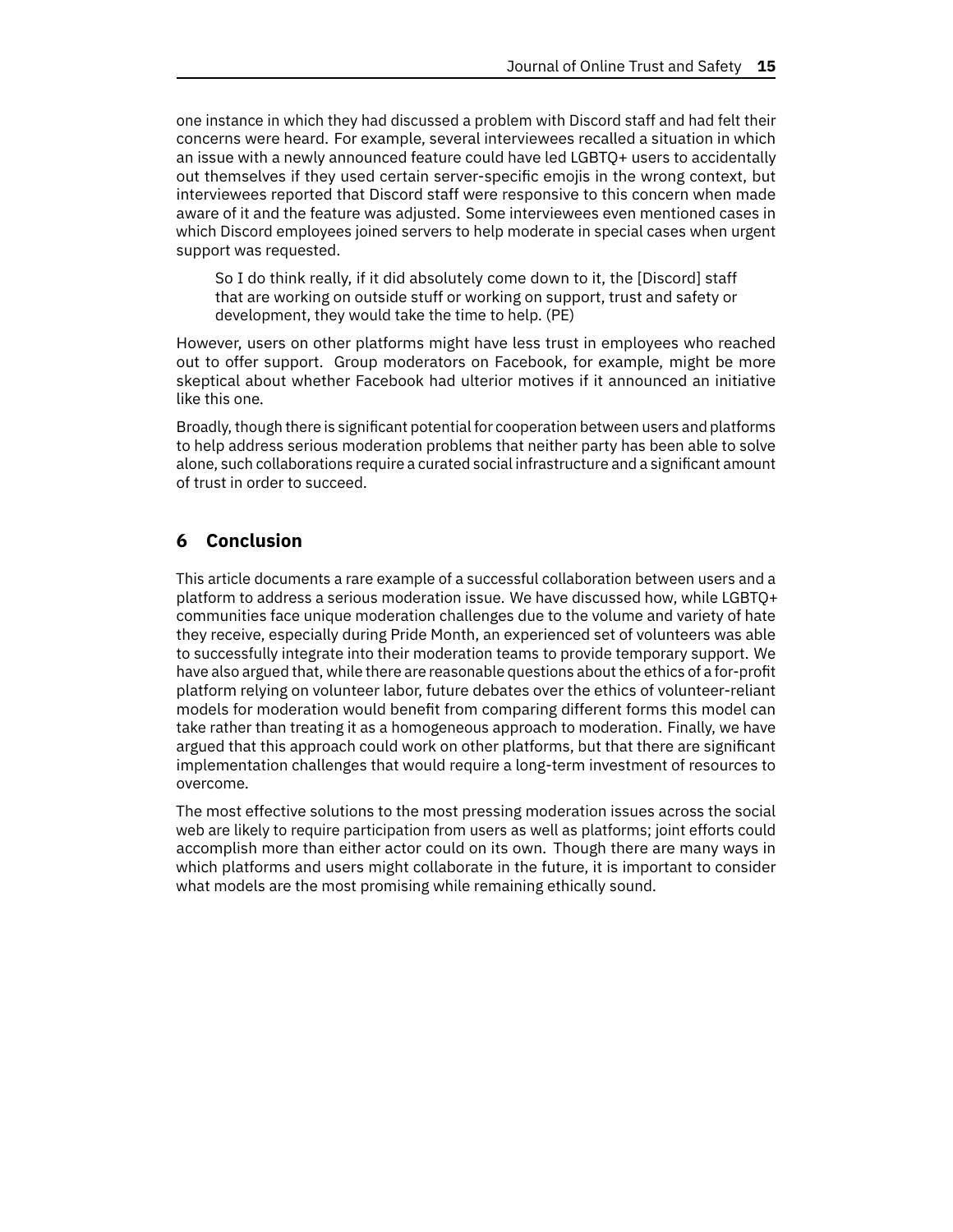one instance in which they had discussed a problem with Discord staff and had felt their concerns were heard. For example, several interviewees recalled a situation in which an issue with a newly announced feature could have led LGBTQ+ users to accidentally out themselves if they used certain server-specific emojis in the wrong context, but interviewees reported that Discord staff were responsive to this concern when made aware of it and the feature was adjusted. Some interviewees even mentioned cases in which Discord employees joined servers to help moderate in special cases when urgent support was requested.

> So I do think really, if it did absolutely come down to it, the [Discord] staff that are working on outside stuff or working on support, trust and safety or development, they would take the time to help. (PE)

However, users on other platforms might have less trust in employees who reached out to offer support. Group moderators on Facebook, for example, might be more skeptical about whether Facebook had ulterior motives if it announced an initiative like this one.

Broadly, though there is significant potential for cooperation between users and platforms to help address serious moderation problems that neither party has been able to solve alone, such collaborations require a curated social infrastructure and a significant amount of trust in order to succeed.

## 6 Conclusion

This article documents a rare example of a successful collaboration between users and a platform to address a serious moderation issue. We have discussed how, while LGBTQ+ communities face unique moderation challenges due to the volume and variety of hate they receive, especially during Pride Month, an experienced set of volunteers was able to successfully integrate into their moderation teams to provide temporary support. We have also argued that, while there are reasonable questions about the ethics of a for-profit platform relying on volunteer labor, future debates over the ethics of volunteer-reliant models for moderation would benefit from comparing different forms this model can take rather than treating it as a homogeneous approach to moderation. Finally, we have argued that this approach could work on other platforms, but that there are significant implementation challenges that would require a long-term investment of resources to overcome.

The most effective solutions to the most pressing moderation issues across the social web are likely to require participation from users as well as platforms; joint efforts could accomplish more than either actor could on its own. Though there are many ways in which platforms and users might collaborate in the future, it is important to consider what models are the most promising while remaining ethically sound.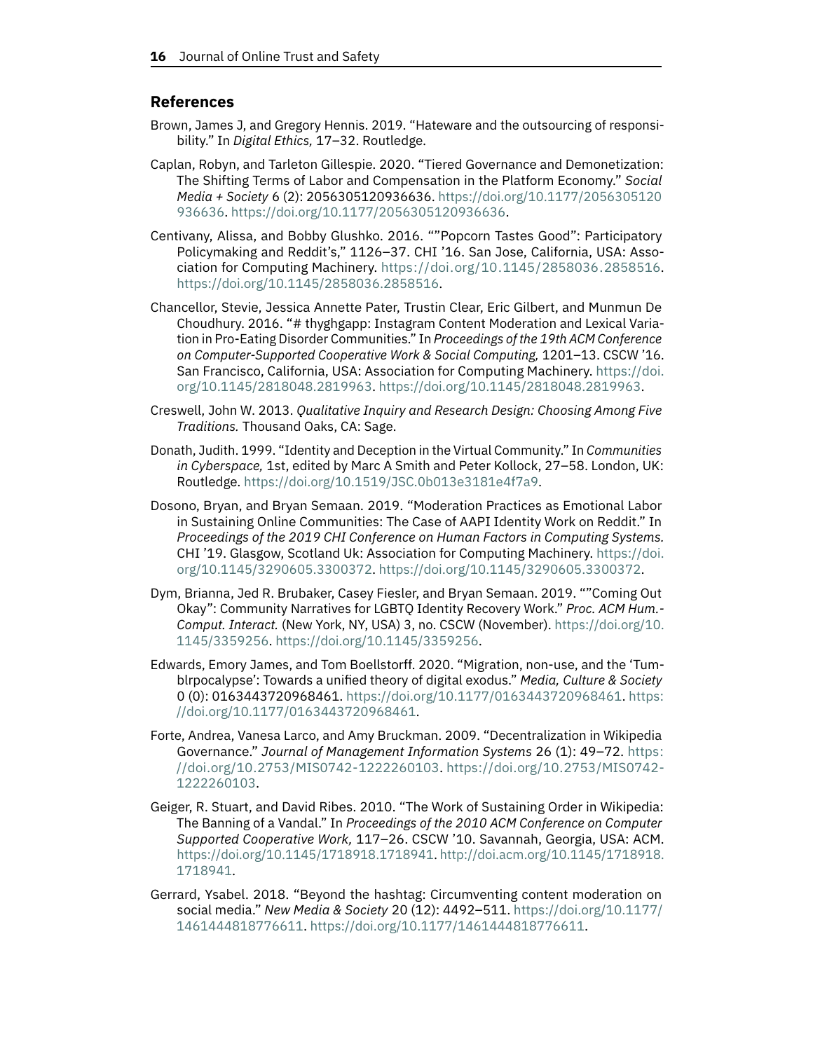## References

Brown, James J, and Gregory Hennis. 2019. "Hateware and the outsourcing of responsibility." In *Digital Ethics,* 17–32. Routledge.

Caplan, Robyn, and Tarleton Gillespie. 2020. "Tiered Governance and Demonetization: The Shifting Terms of Labor and Compensation in the Platform Economy." *Social Media + Society* 6 (2): 2056305120936636. https://doi.org/10.1177/2056305120936636. https://doi.org/10.1177/2056305120936636.

Centivany, Alissa, and Bobby Glushko. 2016. ""Popcorn Tastes Good": Participatory Policymaking and Reddit's," 1126–37. CHI '16. San Jose, California, USA: Association for Computing Machinery. https://doi.org/10.1145/2858036.2858516. https://doi.org/10.1145/2858036.2858516.

Chancellor, Stevie, Jessica Annette Pater, Trustin Clear, Eric Gilbert, and Munmun De Choudhury. 2016. "# thyghgapp: Instagram Content Moderation and Lexical Variation in Pro-Eating Disorder Communities." In *Proceedings of the 19th ACM Conference on Computer-Supported Cooperative Work & Social Computing,* 1201–13. CSCW '16. San Francisco, California, USA: Association for Computing Machinery. https://doi.org/10.1145/2818048.2819963. https://doi.org/10.1145/2818048.2819963.

Creswell, John W. 2013. *Qualitative Inquiry and Research Design: Choosing Among Five Traditions.* Thousand Oaks, CA: Sage.

Donath, Judith. 1999. "Identity and Deception in the Virtual Community." In *Communities in Cyberspace,* 1st, edited by Marc A Smith and Peter Kollock, 27–58. London, UK: Routledge. https://doi.org/10.1519/JSC.0b013e3181e4f7a9.

Dosono, Bryan, and Bryan Semaan. 2019. "Moderation Practices as Emotional Labor in Sustaining Online Communities: The Case of AAPI Identity Work on Reddit." In *Proceedings of the 2019 CHI Conference on Human Factors in Computing Systems.* CHI '19. Glasgow, Scotland Uk: Association for Computing Machinery. https://doi.org/10.1145/3290605.3300372. https://doi.org/10.1145/3290605.3300372.

Dym, Brianna, Jed R. Brubaker, Casey Fiesler, and Bryan Semaan. 2019. ""Coming Out Okay": Community Narratives for LGBTQ Identity Recovery Work." *Proc. ACM Hum.-Comput. Interact.* (New York, NY, USA) 3, no. CSCW (November). https://doi.org/10.1145/3359256. https://doi.org/10.1145/3359256.

Edwards, Emory James, and Tom Boellstorff. 2020. "Migration, non-use, and the 'Tumblrpocalypse': Towards a unified theory of digital exodus." *Media, Culture & Society* 0 (0): 0163443720968461. https://doi.org/10.1177/0163443720968461. https://doi.org/10.1177/0163443720968461.

Forte, Andrea, Vanesa Larco, and Amy Bruckman. 2009. "Decentralization in Wikipedia Governance." *Journal of Management Information Systems* 26 (1): 49–72. https://doi.org/10.2753/MIS0742-1222260103. https://doi.org/10.2753/MIS0742-1222260103.

Geiger, R. Stuart, and David Ribes. 2010. "The Work of Sustaining Order in Wikipedia: The Banning of a Vandal." In *Proceedings of the 2010 ACM Conference on Computer Supported Cooperative Work,* 117–26. CSCW '10. Savannah, Georgia, USA: ACM. https://doi.org/10.1145/1718918.1718941. http://doi.acm.org/10.1145/1718918.1718941.

Gerrard, Ysabel. 2018. "Beyond the hashtag: Circumventing content moderation on social media." *New Media & Society* 20 (12): 4492–511. https://doi.org/10.1177/1461444818776611. https://doi.org/10.1177/1461444818776611.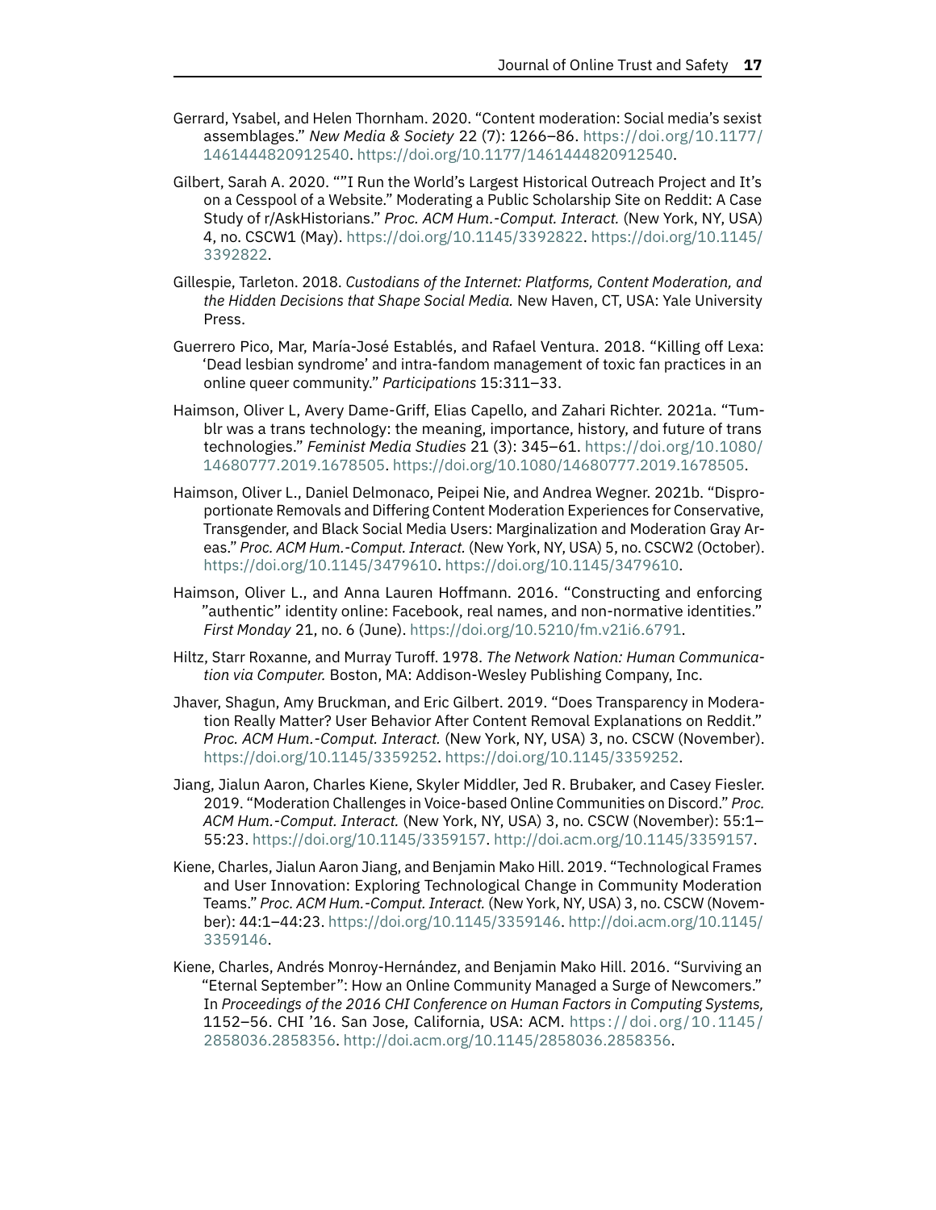Gerrard, Ysabel, and Helen Thornham. 2020. "Content moderation: Social media's sexist assemblages." *New Media & Society* 22 (7): 1266–86. https://doi.org/10.1177/1461444820912540. https://doi.org/10.1177/1461444820912540.

Gilbert, Sarah A. 2020. ""I Run the World's Largest Historical Outreach Project and It's on a Cesspool of a Website." Moderating a Public Scholarship Site on Reddit: A Case Study of r/AskHistorians." *Proc. ACM Hum.-Comput. Interact.* (New York, NY, USA) 4, no. CSCW1 (May). https://doi.org/10.1145/3392822. https://doi.org/10.1145/3392822.

Gillespie, Tarleton. 2018. *Custodians of the Internet: Platforms, Content Moderation, and the Hidden Decisions that Shape Social Media.* New Haven, CT, USA: Yale University Press.

Guerrero Pico, Mar, María-José Establés, and Rafael Ventura. 2018. "Killing off Lexa: 'Dead lesbian syndrome' and intra-fandom management of toxic fan practices in an online queer community." *Participations* 15:311–33.

Haimson, Oliver L, Avery Dame-Griff, Elias Capello, and Zahari Richter. 2021a. "Tumblr was a trans technology: the meaning, importance, history, and future of trans technologies." *Feminist Media Studies* 21 (3): 345–61. https://doi.org/10.1080/14680777.2019.1678505. https://doi.org/10.1080/14680777.2019.1678505.

Haimson, Oliver L., Daniel Delmonaco, Peipei Nie, and Andrea Wegner. 2021b. "Disproportionate Removals and Differing Content Moderation Experiences for Conservative, Transgender, and Black Social Media Users: Marginalization and Moderation Gray Areas." *Proc. ACM Hum.-Comput. Interact.* (New York, NY, USA) 5, no. CSCW2 (October). https://doi.org/10.1145/3479610. https://doi.org/10.1145/3479610.

Haimson, Oliver L., and Anna Lauren Hoffmann. 2016. "Constructing and enforcing "authentic" identity online: Facebook, real names, and non-normative identities." *First Monday* 21, no. 6 (June). https://doi.org/10.5210/fm.v21i6.6791.

Hiltz, Starr Roxanne, and Murray Turoff. 1978. *The Network Nation: Human Communication via Computer.* Boston, MA: Addison-Wesley Publishing Company, Inc.

Jhaver, Shagun, Amy Bruckman, and Eric Gilbert. 2019. "Does Transparency in Moderation Really Matter? User Behavior After Content Removal Explanations on Reddit." *Proc. ACM Hum.-Comput. Interact.* (New York, NY, USA) 3, no. CSCW (November). https://doi.org/10.1145/3359252. https://doi.org/10.1145/3359252.

Jiang, Jialun Aaron, Charles Kiene, Skyler Middler, Jed R. Brubaker, and Casey Fiesler. 2019. "Moderation Challenges in Voice-based Online Communities on Discord." *Proc. ACM Hum.-Comput. Interact.* (New York, NY, USA) 3, no. CSCW (November): 55:1–55:23. https://doi.org/10.1145/3359157. http://doi.acm.org/10.1145/3359157.

Kiene, Charles, Jialun Aaron Jiang, and Benjamin Mako Hill. 2019. "Technological Frames and User Innovation: Exploring Technological Change in Community Moderation Teams." *Proc. ACM Hum.-Comput. Interact.* (New York, NY, USA) 3, no. CSCW (November): 44:1–44:23. https://doi.org/10.1145/3359146. http://doi.acm.org/10.1145/3359146.

Kiene, Charles, Andrés Monroy-Hernández, and Benjamin Mako Hill. 2016. "Surviving an "Eternal September": How an Online Community Managed a Surge of Newcomers." In *Proceedings of the 2016 CHI Conference on Human Factors in Computing Systems,* 1152–56. CHI '16. San Jose, California, USA: ACM. https://doi.org/10.1145/2858036.2858356. http://doi.acm.org/10.1145/2858036.2858356.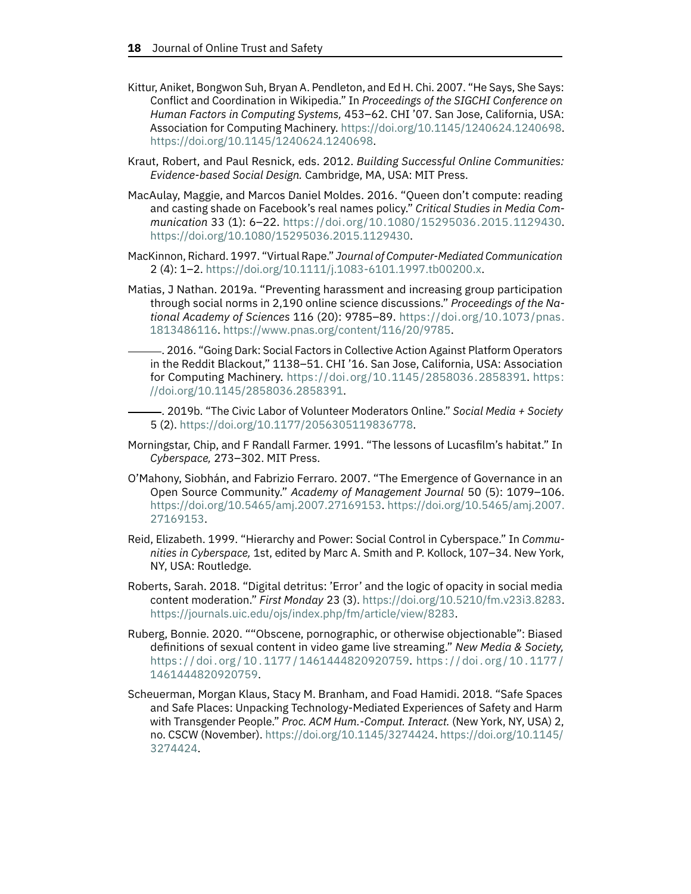Kittur, Aniket, Bongwon Suh, Bryan A. Pendleton, and Ed H. Chi. 2007. "He Says, She Says: Conflict and Coordination in Wikipedia." In *Proceedings of the SIGCHI Conference on Human Factors in Computing Systems,* 453–62. CHI '07. San Jose, California, USA: Association for Computing Machinery. https://doi.org/10.1145/1240624.1240698. https://doi.org/10.1145/1240624.1240698.

Kraut, Robert, and Paul Resnick, eds. 2012. *Building Successful Online Communities: Evidence-based Social Design.* Cambridge, MA, USA: MIT Press.

MacAulay, Maggie, and Marcos Daniel Moldes. 2016. "Queen don't compute: reading and casting shade on Facebook's real names policy." *Critical Studies in Media Communication* 33 (1): 6–22. https://doi.org/10.1080/15295036.2015.1129430. https://doi.org/10.1080/15295036.2015.1129430.

MacKinnon, Richard. 1997. "Virtual Rape." *Journal of Computer-Mediated Communication* 2 (4): 1–2. https://doi.org/10.1111/j.1083-6101.1997.tb00200.x.

Matias, J Nathan. 2019a. "Preventing harassment and increasing group participation through social norms in 2,190 online science discussions." *Proceedings of the National Academy of Sciences* 116 (20): 9785–89. https://doi.org/10.1073/pnas.1813486116. https://www.pnas.org/content/116/20/9785.

———. 2016. "Going Dark: Social Factors in Collective Action Against Platform Operators in the Reddit Blackout," 1138–51. CHI '16. San Jose, California, USA: Association for Computing Machinery. https://doi.org/10.1145/2858036.2858391. https://doi.org/10.1145/2858036.2858391.

———. 2019b. "The Civic Labor of Volunteer Moderators Online." *Social Media + Society* 5 (2). https://doi.org/10.1177/2056305119836778.

Morningstar, Chip, and F Randall Farmer. 1991. "The lessons of Lucasfilm's habitat." In *Cyberspace,* 273–302. MIT Press.

O'Mahony, Siobhán, and Fabrizio Ferraro. 2007. "The Emergence of Governance in an Open Source Community." *Academy of Management Journal* 50 (5): 1079–106. https://doi.org/10.5465/amj.2007.27169153. https://doi.org/10.5465/amj.2007.27169153.

Reid, Elizabeth. 1999. "Hierarchy and Power: Social Control in Cyberspace." In *Communities in Cyberspace,* 1st, edited by Marc A. Smith and P. Kollock, 107–34. New York, NY, USA: Routledge.

Roberts, Sarah. 2018. "Digital detritus: 'Error' and the logic of opacity in social media content moderation." *First Monday* 23 (3). https://doi.org/10.5210/fm.v23i3.8283. https://journals.uic.edu/ojs/index.php/fm/article/view/8283.

Ruberg, Bonnie. 2020. ""Obscene, pornographic, or otherwise objectionable": Biased definitions of sexual content in video game live streaming." *New Media & Society,* https://doi.org/10.1177/1461444820920759. https://doi.org/10.1177/1461444820920759.

Scheuerman, Morgan Klaus, Stacy M. Branham, and Foad Hamidi. 2018. "Safe Spaces and Safe Places: Unpacking Technology-Mediated Experiences of Safety and Harm with Transgender People." *Proc. ACM Hum.-Comput. Interact.* (New York, NY, USA) 2, no. CSCW (November). https://doi.org/10.1145/3274424. https://doi.org/10.1145/3274424.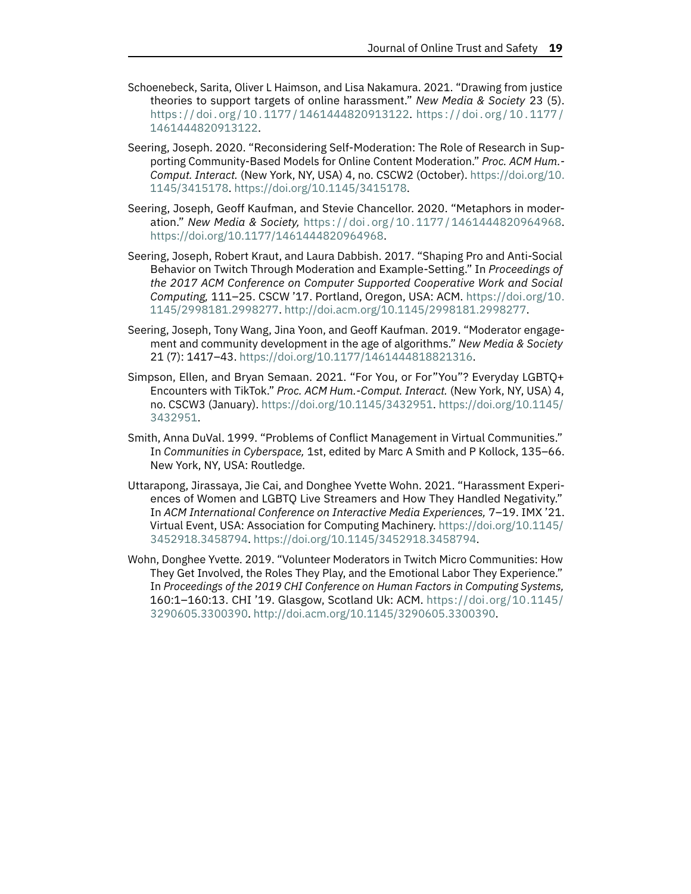Schoenebeck, Sarita, Oliver L Haimson, and Lisa Nakamura. 2021. "Drawing from justice theories to support targets of online harassment." *New Media & Society* 23 (5). https://doi.org/10.1177/1461444820913122. https://doi.org/10.1177/1461444820913122.

Seering, Joseph. 2020. "Reconsidering Self-Moderation: The Role of Research in Supporting Community-Based Models for Online Content Moderation." *Proc. ACM Hum.-Comput. Interact.* (New York, NY, USA) 4, no. CSCW2 (October). https://doi.org/10.1145/3415178. https://doi.org/10.1145/3415178.

Seering, Joseph, Geoff Kaufman, and Stevie Chancellor. 2020. "Metaphors in moderation." *New Media & Society,* https://doi.org/10.1177/1461444820964968. https://doi.org/10.1177/1461444820964968.

Seering, Joseph, Robert Kraut, and Laura Dabbish. 2017. "Shaping Pro and Anti-Social Behavior on Twitch Through Moderation and Example-Setting." In *Proceedings of the 2017 ACM Conference on Computer Supported Cooperative Work and Social Computing,* 111–25. CSCW '17. Portland, Oregon, USA: ACM. https://doi.org/10.1145/2998181.2998277. http://doi.acm.org/10.1145/2998181.2998277.

Seering, Joseph, Tony Wang, Jina Yoon, and Geoff Kaufman. 2019. "Moderator engagement and community development in the age of algorithms." *New Media & Society* 21 (7): 1417–43. https://doi.org/10.1177/1461444818821316.

Simpson, Ellen, and Bryan Semaan. 2021. "For You, or For"You"? Everyday LGBTQ+ Encounters with TikTok." *Proc. ACM Hum.-Comput. Interact.* (New York, NY, USA) 4, no. CSCW3 (January). https://doi.org/10.1145/3432951. https://doi.org/10.1145/3432951.

Smith, Anna DuVal. 1999. "Problems of Conflict Management in Virtual Communities." In *Communities in Cyberspace,* 1st, edited by Marc A Smith and P Kollock, 135–66. New York, NY, USA: Routledge.

Uttarapong, Jirassaya, Jie Cai, and Donghee Yvette Wohn. 2021. "Harassment Experiences of Women and LGBTQ Live Streamers and How They Handled Negativity." In *ACM International Conference on Interactive Media Experiences,* 7–19. IMX '21. Virtual Event, USA: Association for Computing Machinery. https://doi.org/10.1145/3452918.3458794. https://doi.org/10.1145/3452918.3458794.

Wohn, Donghee Yvette. 2019. "Volunteer Moderators in Twitch Micro Communities: How They Get Involved, the Roles They Play, and the Emotional Labor They Experience." In *Proceedings of the 2019 CHI Conference on Human Factors in Computing Systems,* 160:1–160:13. CHI '19. Glasgow, Scotland Uk: ACM. https://doi.org/10.1145/3290605.3300390. http://doi.acm.org/10.1145/3290605.3300390.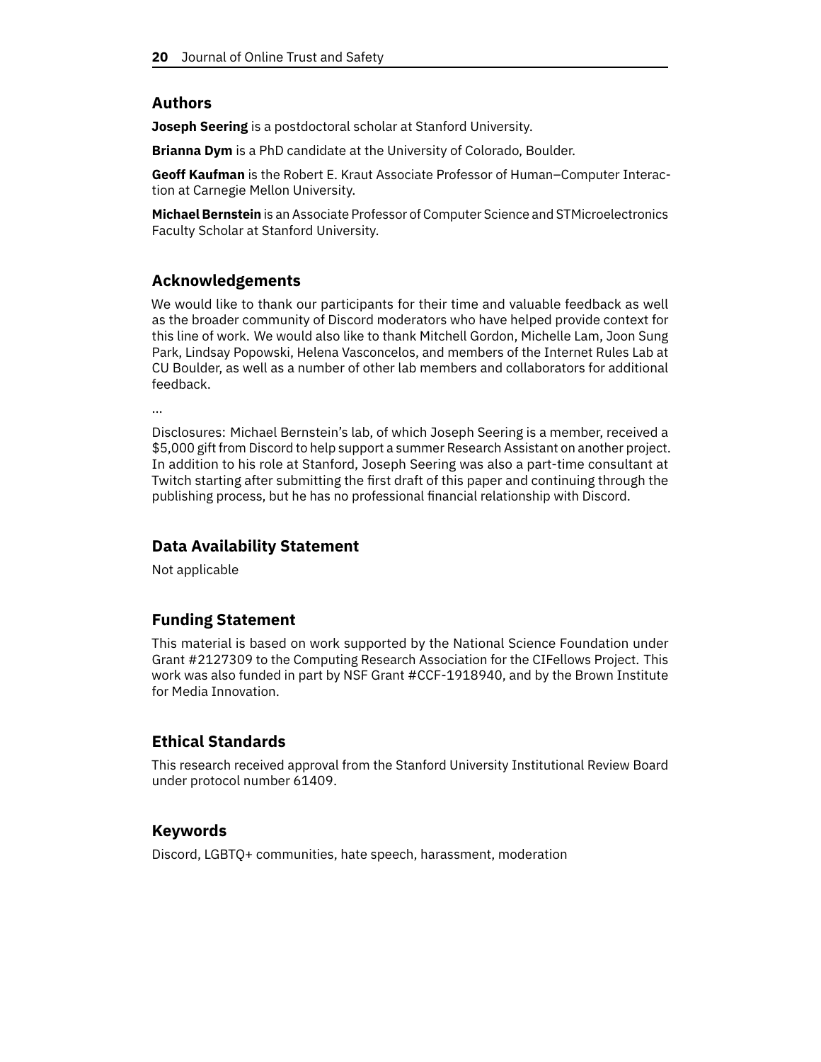## Authors

**Joseph Seering** is a postdoctoral scholar at Stanford University.

**Brianna Dym** is a PhD candidate at the University of Colorado, Boulder.

**Geoff Kaufman** is the Robert E. Kraut Associate Professor of Human–Computer Interaction at Carnegie Mellon University.

**Michael Bernstein** is an Associate Professor of Computer Science and STMicroelectronics Faculty Scholar at Stanford University.

## Acknowledgements

We would like to thank our participants for their time and valuable feedback as well as the broader community of Discord moderators who have helped provide context for this line of work. We would also like to thank Mitchell Gordon, Michelle Lam, Joon Sung Park, Lindsay Popowski, Helena Vasconcelos, and members of the Internet Rules Lab at CU Boulder, as well as a number of other lab members and collaborators for additional feedback.

...

Disclosures: Michael Bernstein's lab, of which Joseph Seering is a member, received a $5,000 gift from Discord to help support a summer Research Assistant on another project. In addition to his role at Stanford, Joseph Seering was also a part-time consultant at Twitch starting after submitting the first draft of this paper and continuing through the publishing process, but he has no professional financial relationship with Discord.

## Data Availability Statement

Not applicable

## Funding Statement

This material is based on work supported by the National Science Foundation under Grant #2127309 to the Computing Research Association for the CIFellows Project. This work was also funded in part by NSF Grant #CCF-1918940, and by the Brown Institute for Media Innovation.

## Ethical Standards

This research received approval from the Stanford University Institutional Review Board under protocol number 61409.

## Keywords

Discord, LGBTQ+ communities, hate speech, harassment, moderation